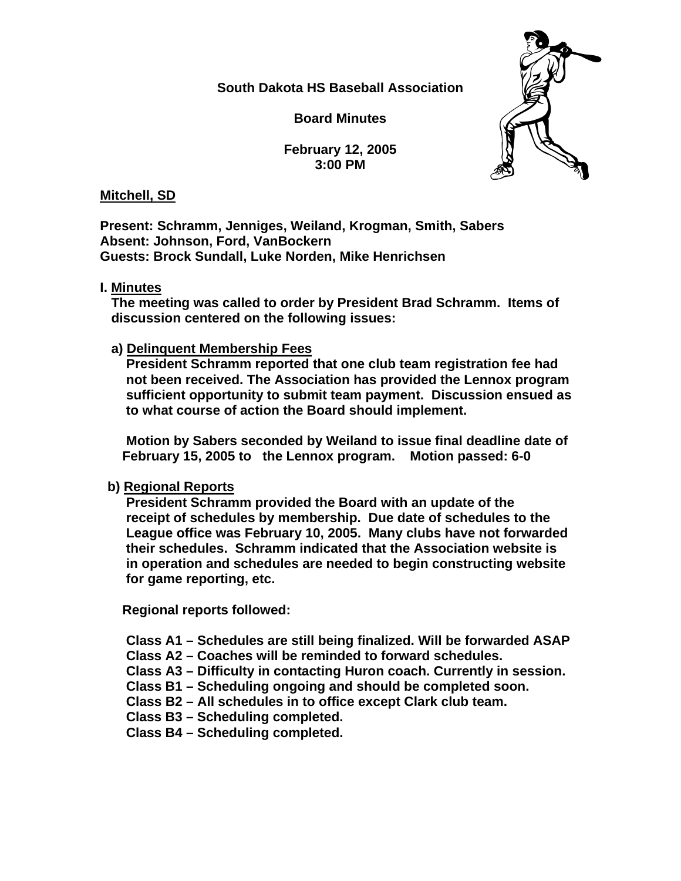**South Dakota HS Baseball Association**

**Board Minutes**

**February 12, 2005**
**3:00 PM**

**Mitchell, SD**

**Present: Schramm, Jenniges, Weiland, Krogman, Smith, Sabers**
**Absent: Johnson, Ford, VanBockern**
**Guests: Brock Sundall, Luke Norden, Mike Henrichsen**

**I. Minutes**

**The meeting was called to order by President Brad Schramm. Items of discussion centered on the following issues:**

**a) Delinquent Membership Fees**

**President Schramm reported that one club team registration fee had not been received. The Association has provided the Lennox program sufficient opportunity to submit team payment. Discussion ensued as to what course of action the Board should implement.**

**Motion by Sabers seconded by Weiland to issue final deadline date of February 15, 2005 to the Lennox program. Motion passed: 6-0**

**b) Regional Reports**

**President Schramm provided the Board with an update of the receipt of schedules by membership. Due date of schedules to the League office was February 10, 2005. Many clubs have not forwarded their schedules. Schramm indicated that the Association website is in operation and schedules are needed to begin constructing website for game reporting, etc.**

**Regional reports followed:**

**Class A1 – Schedules are still being finalized. Will be forwarded ASAP**
**Class A2 – Coaches will be reminded to forward schedules.**
**Class A3 – Difficulty in contacting Huron coach. Currently in session.**
**Class B1 – Scheduling ongoing and should be completed soon.**
**Class B2 – All schedules in to office except Clark club team.**
**Class B3 – Scheduling completed.**
**Class B4 – Scheduling completed.**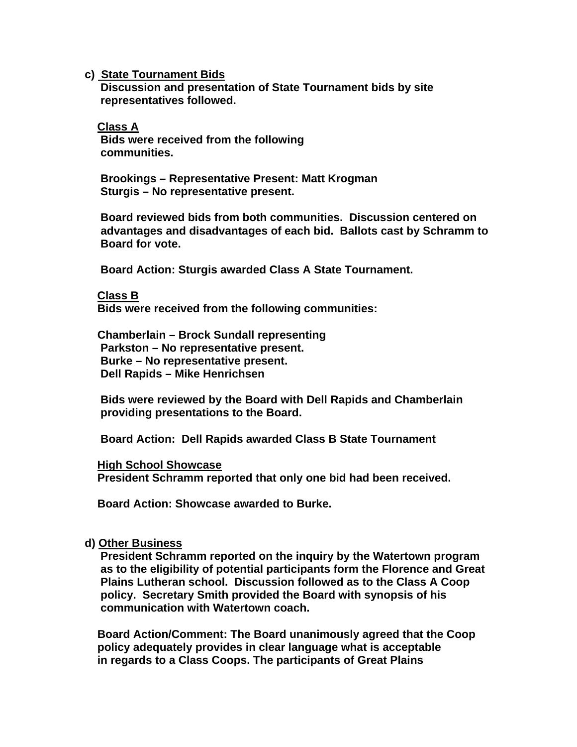**c) State Tournament Bids**

**Discussion and presentation of State Tournament bids by site representatives followed.**

**Class A**

**Bids were received from the following communities.**

**Brookings – Representative Present: Matt Krogman**
**Sturgis – No representative present.**

**Board reviewed bids from both communities. Discussion centered on advantages and disadvantages of each bid. Ballots cast by Schramm to Board for vote.**

**Board Action: Sturgis awarded Class A State Tournament.**

**Class B**

**Bids were received from the following communities:**

**Chamberlain – Brock Sundall representing**
**Parkston – No representative present.**
**Burke – No representative present.**
**Dell Rapids – Mike Henrichsen**

**Bids were reviewed by the Board with Dell Rapids and Chamberlain providing presentations to the Board.**

**Board Action: Dell Rapids awarded Class B State Tournament**

**High School Showcase**

**President Schramm reported that only one bid had been received.**

**Board Action: Showcase awarded to Burke.**

**d) Other Business**

**President Schramm reported on the inquiry by the Watertown program as to the eligibility of potential participants form the Florence and Great Plains Lutheran school. Discussion followed as to the Class A Coop policy. Secretary Smith provided the Board with synopsis of his communication with Watertown coach.**

**Board Action/Comment: The Board unanimously agreed that the Coop policy adequately provides in clear language what is acceptable in regards to a Class Coops. The participants of Great Plains**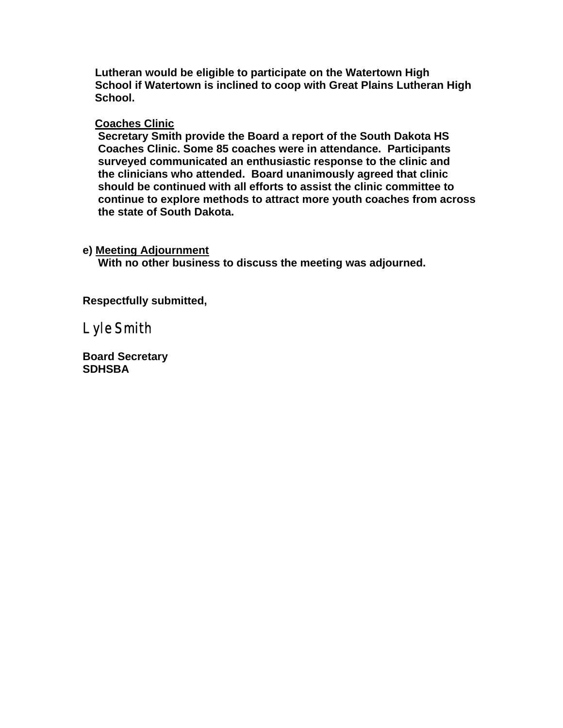**Lutheran would be eligible to participate on the Watertown High School if Watertown is inclined to coop with Great Plains Lutheran High School.**

**Coaches Clinic**

**Secretary Smith provide the Board a report of the South Dakota HS Coaches Clinic. Some 85 coaches were in attendance. Participants surveyed communicated an enthusiastic response to the clinic and the clinicians who attended. Board unanimously agreed that clinic should be continued with all efforts to assist the clinic committee to continue to explore methods to attract more youth coaches from across the state of South Dakota.**

**e) Meeting Adjournment**

**With no other business to discuss the meeting was adjourned.**

**Respectfully submitted,**

Lyle Smith

**Board Secretary**
**SDHSBA**